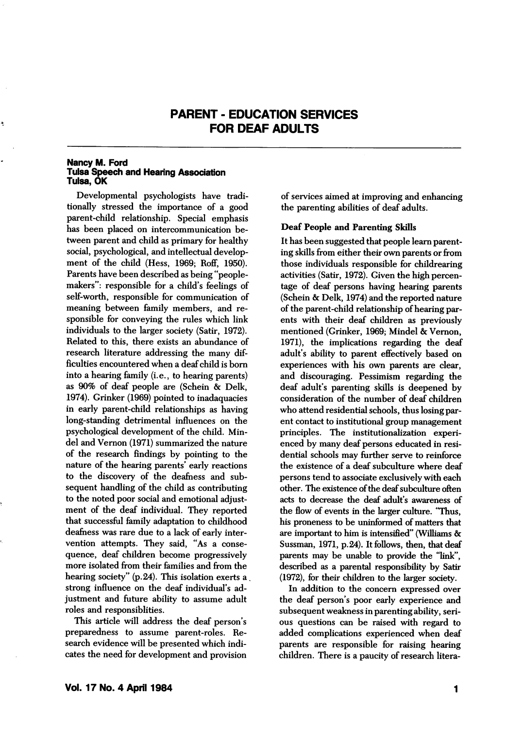# PARENT - EDUCATION SERVICES FOR DEAF ADULTS

**Nancy M. Ford**
**Tulsa Speech and Hearing Association**
**Tulsa, OK**

Developmental psychologists have traditionally stressed the importance of a good parent-child relationship. Special emphasis has been placed on intercommunication between parent and child as primary for healthy social, psychological, and intellectual development of the child (Hess, 1969; Roff, 1950). Parents have been described as being "people-makers": responsible for a child's feelings of self-worth, responsible for communication of meaning between family members, and responsible for conveying the rules which link individuals to the larger society (Satir, 1972). Related to this, there exists an abundance of research literature addressing the many difficulties encountered when a deaf child is born into a hearing family (i.e., to hearing parents) as 90% of deaf people are (Schein & Delk, 1974). Grinker (1969) pointed to inadaquacies in early parent-child relationships as having long-standing detrimental influences on the psychological development of the child. Mindel and Vernon (1971) summarized the nature of the research findings by pointing to the nature of the hearing parents' early reactions to the discovery of the deafness and subsequent handling of the child as contributing to the noted poor social and emotional adjustment of the deaf individual. They reported that successful family adaptation to childhood deafness was rare due to a lack of early intervention attempts. They said, "As a consequence, deaf children become progressively more isolated from their families and from the hearing society" (p.24). This isolation exerts a strong influence on the deaf individual's adjustment and future ability to assume adult roles and responsiblities.

This article will address the deaf person's preparedness to assume parent-roles. Research evidence will be presented which indicates the need for development and provision of services aimed at improving and enhancing the parenting abilities of deaf adults.

### Deaf People and Parenting Skills

It has been suggested that people learn parenting skills from either their own parents or from those individuals responsible for childrearing activities (Satir, 1972). Given the high percentage of deaf persons having hearing parents (Schein & Delk, 1974) and the reported nature of the parent-child relationship of hearing parents with their deaf children as previously mentioned (Grinker, 1969; Mindel & Vernon, 1971), the implications regarding the deaf adult's ability to parent effectively based on experiences with his own parents are clear, and discouraging. Pessimism regarding the deaf adult's parenting skills is deepened by consideration of the number of deaf children who attend residential schools, thus losing parent contact to institutional group management principles. The institutionalization experienced by many deaf persons educated in residential schools may further serve to reinforce the existence of a deaf subculture where deaf persons tend to associate exclusively with each other. The existence of the deaf subculture often acts to decrease the deaf adult's awareness of the flow of events in the larger culture. "Thus, his proneness to be uninformed of matters that are important to him is intensified" (Williams & Sussman, 1971, p.24). It follows, then, that deaf parents may be unable to provide the "link", described as a parental responsibility by Satir (1972), for their children to the larger society.

In addition to the concern expressed over the deaf person's poor early experience and subsequent weakness in parenting ability, serious questions can be raised with regard to added complications experienced when deaf parents are responsible for raising hearing children. There is a paucity of research litera-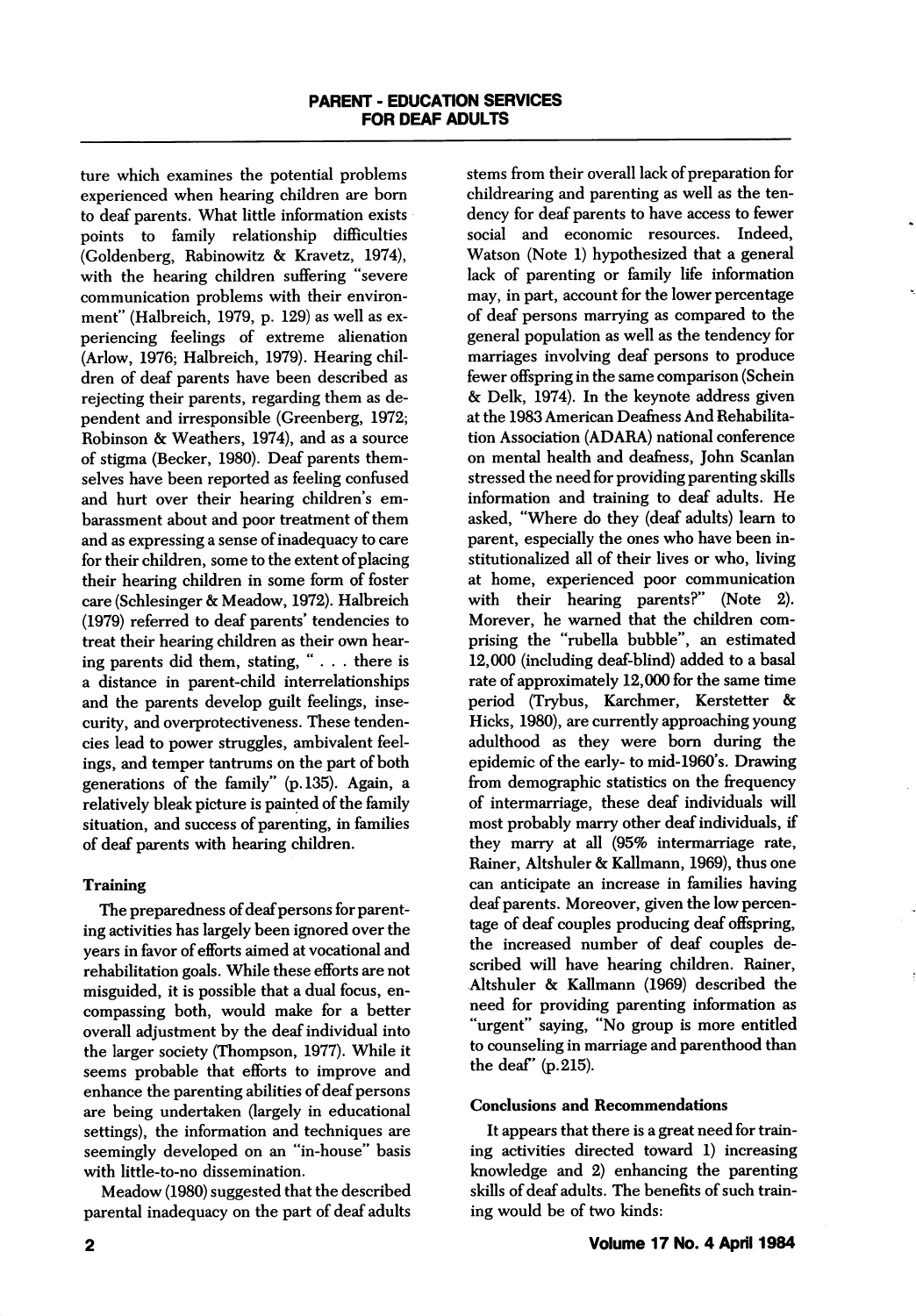ture which examines the potential problems experienced when hearing children are born to deaf parents. What little information exists points to family relationship difficulties (Goldenberg, Rabinowitz & Kravetz, 1974), with the hearing children suffering "severe communication problems with their environment" (Halbreich, 1979, p. 129) as well as experiencing feelings of extreme alienation (Arlow, 1976; Halbreich, 1979). Hearing children of deaf parents have been described as rejecting their parents, regarding them as dependent and irresponsible (Greenberg, 1972; Robinson & Weathers, 1974), and as a source of stigma (Becker, 1980). Deaf parents themselves have been reported as feeling confused and hurt over their hearing children's embarassment about and poor treatment of them and as expressing a sense of inadequacy to care for their children, some to the extent of placing their hearing children in some form of foster care (Schlesinger & Meadow, 1972). Halbreich (1979) referred to deaf parents' tendencies to treat their hearing children as their own hearing parents did them, stating, " . . . there is a distance in parent-child interrelationships and the parents develop guilt feelings, insecurity, and overprotectiveness. These tendencies lead to power struggles, ambivalent feelings, and temper tantrums on the part of both generations of the family" (p.135). Again, a relatively bleak picture is painted of the family situation, and success of parenting, in families of deaf parents with hearing children.

### Training

The preparedness of deaf persons for parenting activities has largely been ignored over the years in favor of efforts aimed at vocational and rehabilitation goals. While these efforts are not misguided, it is possible that a dual focus, encompassing both, would make for a better overall adjustment by the deaf individual into the larger society (Thompson, 1977). While it seems probable that efforts to improve and enhance the parenting abilities of deaf persons are being undertaken (largely in educational settings), the information and techniques are seemingly developed on an "in-house" basis with little-to-no dissemination.

Meadow (1980) suggested that the described parental inadequacy on the part of deaf adults stems from their overall lack of preparation for childrearing and parenting as well as the tendency for deaf parents to have access to fewer social and economic resources. Indeed, Watson (Note 1) hypothesized that a general lack of parenting or family life information may, in part, account for the lower percentage of deaf persons marrying as compared to the general population as well as the tendency for marriages involving deaf persons to produce fewer offspring in the same comparison (Schein & Delk, 1974). In the keynote address given at the 1983 American Deafness And Rehabilitation Association (ADARA) national conference on mental health and deafness, John Scanlan stressed the need for providing parenting skills information and training to deaf adults. He asked, "Where do they (deaf adults) learn to parent, especially the ones who have been institutionalized all of their lives or who, living at home, experienced poor communication with their hearing parents?" (Note 2). Morever, he warned that the children comprising the "rubella bubble", an estimated 12,000 (including deaf-blind) added to a basal rate of approximately 12,000 for the same time period (Trybus, Karchmer, Kerstetter & Hicks, 1980), are currently approaching young adulthood as they were born during the epidemic of the early- to mid-1960's. Drawing from demographic statistics on the frequency of intermarriage, these deaf individuals will most probably marry other deaf individuals, if they marry at all (95% intermarriage rate, Rainer, Altshuler & Kallmann, 1969), thus one can anticipate an increase in families having deaf parents. Moreover, given the low percentage of deaf couples producing deaf offspring, the increased number of deaf couples described will have hearing children. Rainer, Altshuler & Kallmann (1969) described the need for providing parenting information as "urgent" saying, "No group is more entitled to counseling in marriage and parenthood than the deaf" (p.215).

### Conclusions and Recommendations

It appears that there is a great need for training activities directed toward 1) increasing knowledge and 2) enhancing the parenting skills of deaf adults. The benefits of such training would be of two kinds: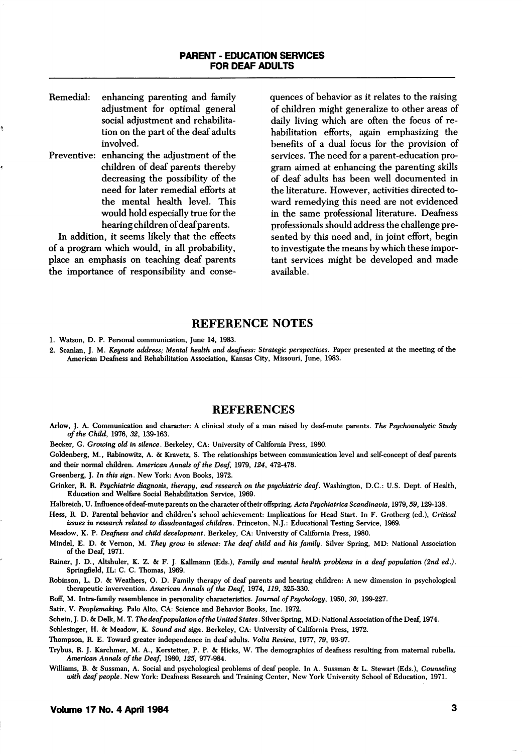Remedial: enhancing parenting and family adjustment for optimal general social adjustment and rehabilitation on the part of the deaf adults involved.

Preventive: enhancing the adjustment of the children of deaf parents thereby decreasing the possibility of the need for later remedial efforts at the mental health level. This would hold especially true for the hearing children of deaf parents.

In addition, it seems likely that the effects of a program which would, in all probability, place an emphasis on teaching deaf parents the importance of responsibility and consequences of behavior as it relates to the raising of children might generalize to other areas of daily living which are often the focus of rehabilitation efforts, again emphasizing the benefits of a dual focus for the provision of services. The need for a parent-education program aimed at enhancing the parenting skills of deaf adults has been well documented in the literature. However, activities directed toward remedying this need are not evidenced in the same professional literature. Deafness professionals should address the challenge presented by this need and, in joint effort, begin to investigate the means by which these important services might be developed and made available.

## REFERENCE NOTES

1. Watson, D. P. Personal communication, June 14, 1983.
2. Scanlan, J. M. *Keynote address; Mental health and deafness: Strategic perspectives.* Paper presented at the meeting of the American Deafness and Rehabilitation Association, Kansas City, Missouri, June, 1983.

## REFERENCES

Arlow, J. A. Communication and character: A clinical study of a man raised by deaf-mute parents. *The Psychoanalytic Study of the Child*, 1976, *32*, 139-163.

Becker, G. *Growing old in silence*. Berkeley, CA: University of California Press, 1980.

Goldenberg, M., Rabinowitz, A. & Kravetz, S. The relationships between communication level and self-concept of deaf parents and their normal children. *American Annals of the Deaf*, 1979, *124*, 472-478.

Greenberg, J. *In this sign*. New York: Avon Books, 1972.

Grinker, R. R. *Psychiatric diagnosis, therapy, and research on the psychiatric deaf*. Washington, D.C.: U.S. Dept. of Health, Education and Welfare Social Rehabilitation Service, 1969.

Halbreich, U. Influence of deaf-mute parents on the character of their offspring. *Acta Psychiatrica Scandinavia*, 1979, *59*, 129-138.

Hess, R. D. Parental behavior and children's school achievement: Implications for Head Start. In F. Grotberg (ed.), *Critical issues in research related to disadvantaged children*. Princeton, N.J.: Educational Testing Service, 1969.

Meadow, K. P. *Deafness and child development*. Berkeley, CA: University of California Press, 1980.

Mindel, E. D. & Vernon, M. *They grow in silence: The deaf child and his family*. Silver Spring, MD: National Association of the Deaf, 1971.

Rainer, J. D., Altshuler, K. Z. & F. J. Kallmann (Eds.), *Family and mental health problems in a deaf population (2nd ed.)*. Springfield, IL: C. C. Thomas, 1969.

Robinson, L. D. & Weathers, O. D. Family therapy of deaf parents and hearing children: A new dimension in psychological therapeutic invervention. *American Annals of the Deaf*, 1974, *119*, 325-330.

Roff, M. Intra-family resemblence in personality characteristics. *Journal of Psychology*, 1950, *30*, 199-227.

Satir, V. *Peoplemaking*. Palo Alto, CA: Science and Behavior Books, Inc. 1972.

Schein, J. D. & Delk, M. T. *The deaf population of the United States*. Silver Spring, MD: National Association of the Deaf, 1974.

Schlesinger, H. & Meadow, K. *Sound and sign*. Berkeley, CA: University of California Press, 1972.

Thompson, R. E. Toward greater independence in deaf adults. *Volta Review*, 1977, *79*, 93-97.

Trybus, R. J. Karchmer, M. A., Kerstetter, P. P. & Hicks, W. The demographics of deafness resulting from maternal rubella. *American Annals of the Deaf*, 1980, *125*, 977-984.

Williams, B. & Sussman, A. Social and psychological problems of deaf people. In A. Sussman & L. Stewart (Eds.), *Counseling with deaf people*. New York: Deafness Research and Training Center, New York University School of Education, 1971.